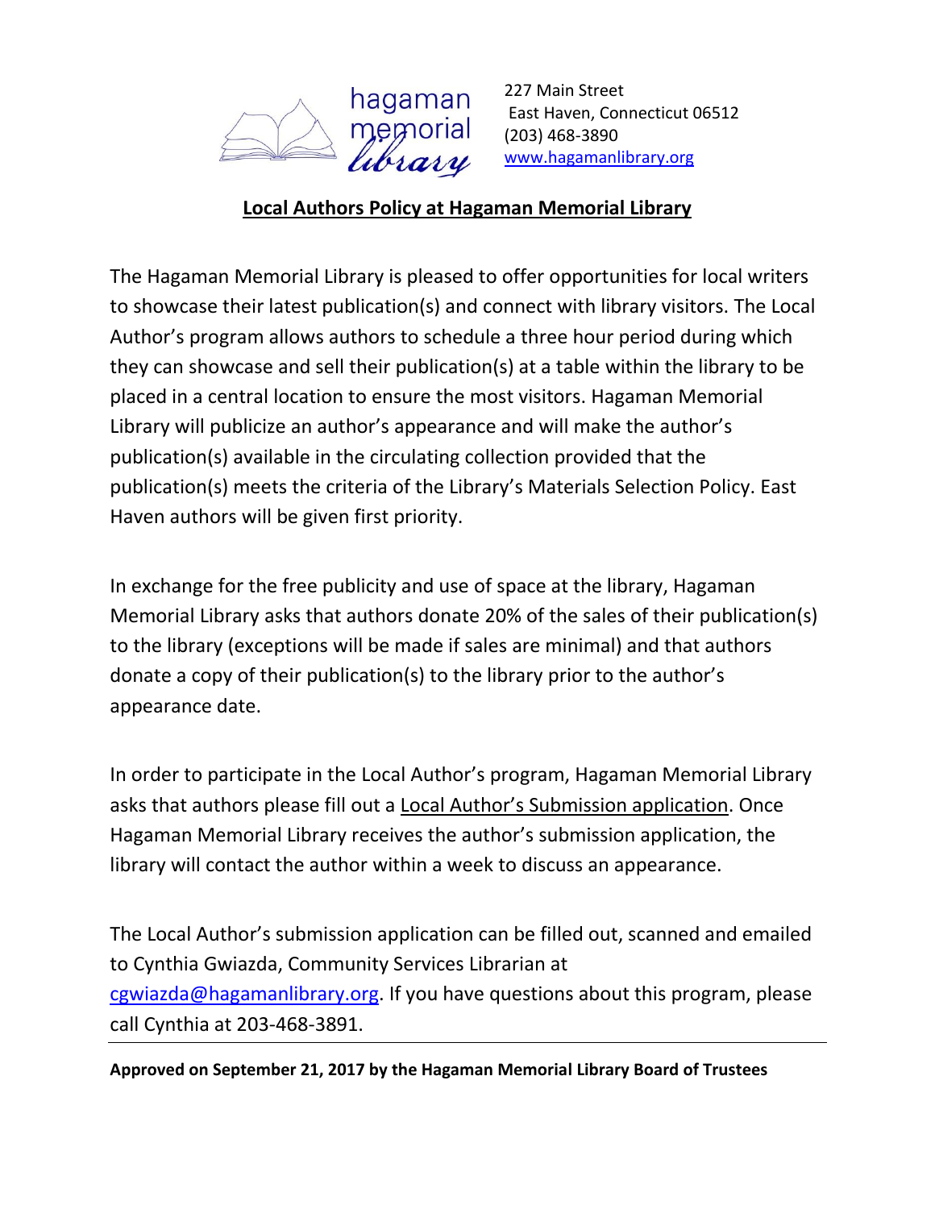hagaman memorial library

227 Main Street
East Haven, Connecticut 06512
(203) 468-3890
www.hagamanlibrary.org

# Local Authors Policy at Hagaman Memorial Library

The Hagaman Memorial Library is pleased to offer opportunities for local writers to showcase their latest publication(s) and connect with library visitors. The Local Author's program allows authors to schedule a three hour period during which they can showcase and sell their publication(s) at a table within the library to be placed in a central location to ensure the most visitors. Hagaman Memorial Library will publicize an author's appearance and will make the author's publication(s) available in the circulating collection provided that the publication(s) meets the criteria of the Library's Materials Selection Policy. East Haven authors will be given first priority.

In exchange for the free publicity and use of space at the library, Hagaman Memorial Library asks that authors donate 20% of the sales of their publication(s) to the library (exceptions will be made if sales are minimal) and that authors donate a copy of their publication(s) to the library prior to the author's appearance date.

In order to participate in the Local Author's program, Hagaman Memorial Library asks that authors please fill out a Local Author's Submission application. Once Hagaman Memorial Library receives the author's submission application, the library will contact the author within a week to discuss an appearance.

The Local Author's submission application can be filled out, scanned and emailed to Cynthia Gwiazda, Community Services Librarian at cgwiazda@hagamanlibrary.org. If you have questions about this program, please call Cynthia at 203-468-3891.

---

**Approved on September 21, 2017 by the Hagaman Memorial Library Board of Trustees**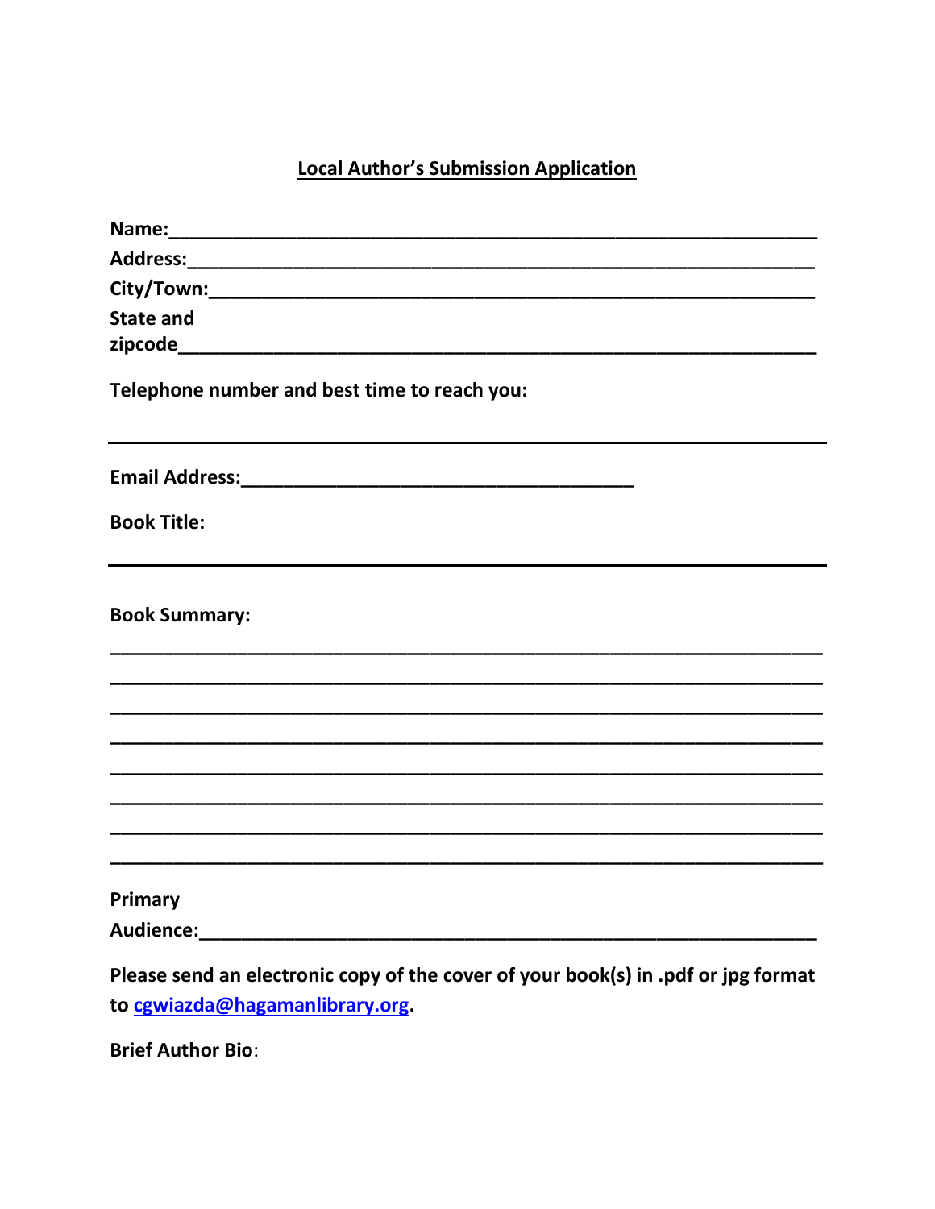**Local Author's Submission Application**

**Name:**______________________________________________________________

**Address:**____________________________________________________________

**City/Town:**__________________________________________________________

**State and zipcode**____________________________________________________

**Telephone number and best time to reach you:**

________________________________________________________________________

**Email Address:**___________________________________

**Book Title:**

________________________________________________________________________

**Book Summary:**

________________________________________________________________________

________________________________________________________________________

________________________________________________________________________

________________________________________________________________________

________________________________________________________________________

________________________________________________________________________

________________________________________________________________________

________________________________________________________________________

**Primary Audience:**____________________________________________________

**Please send an electronic copy of the cover of your book(s) in .pdf or jpg format to [cgwiazda@hagamanlibrary.org](mailto:cgwiazda@hagamanlibrary.org).**

**Brief Author Bio**: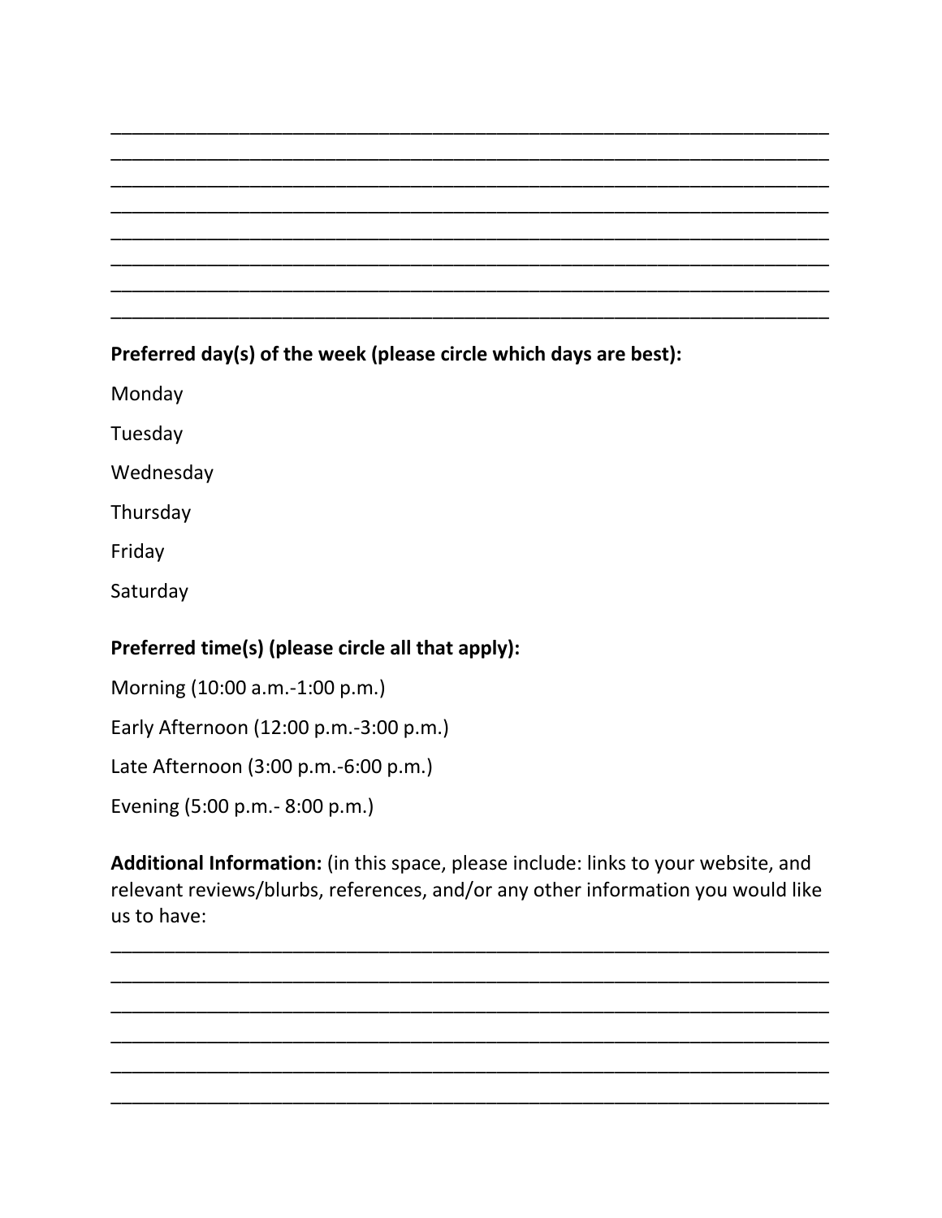\_\_\_\_\_\_\_\_\_\_\_\_\_\_\_\_\_\_\_\_\_\_\_\_\_\_\_\_\_\_\_\_\_\_\_\_\_\_\_\_\_\_\_\_\_\_\_\_\_\_\_\_\_\_\_\_\_\_\_\_\_\_\_\_\_\_\_\_
\_\_\_\_\_\_\_\_\_\_\_\_\_\_\_\_\_\_\_\_\_\_\_\_\_\_\_\_\_\_\_\_\_\_\_\_\_\_\_\_\_\_\_\_\_\_\_\_\_\_\_\_\_\_\_\_\_\_\_\_\_\_\_\_\_\_\_\_
\_\_\_\_\_\_\_\_\_\_\_\_\_\_\_\_\_\_\_\_\_\_\_\_\_\_\_\_\_\_\_\_\_\_\_\_\_\_\_\_\_\_\_\_\_\_\_\_\_\_\_\_\_\_\_\_\_\_\_\_\_\_\_\_\_\_\_\_
\_\_\_\_\_\_\_\_\_\_\_\_\_\_\_\_\_\_\_\_\_\_\_\_\_\_\_\_\_\_\_\_\_\_\_\_\_\_\_\_\_\_\_\_\_\_\_\_\_\_\_\_\_\_\_\_\_\_\_\_\_\_\_\_\_\_\_\_
\_\_\_\_\_\_\_\_\_\_\_\_\_\_\_\_\_\_\_\_\_\_\_\_\_\_\_\_\_\_\_\_\_\_\_\_\_\_\_\_\_\_\_\_\_\_\_\_\_\_\_\_\_\_\_\_\_\_\_\_\_\_\_\_\_\_\_\_
\_\_\_\_\_\_\_\_\_\_\_\_\_\_\_\_\_\_\_\_\_\_\_\_\_\_\_\_\_\_\_\_\_\_\_\_\_\_\_\_\_\_\_\_\_\_\_\_\_\_\_\_\_\_\_\_\_\_\_\_\_\_\_\_\_\_\_\_
\_\_\_\_\_\_\_\_\_\_\_\_\_\_\_\_\_\_\_\_\_\_\_\_\_\_\_\_\_\_\_\_\_\_\_\_\_\_\_\_\_\_\_\_\_\_\_\_\_\_\_\_\_\_\_\_\_\_\_\_\_\_\_\_\_\_\_\_
\_\_\_\_\_\_\_\_\_\_\_\_\_\_\_\_\_\_\_\_\_\_\_\_\_\_\_\_\_\_\_\_\_\_\_\_\_\_\_\_\_\_\_\_\_\_\_\_\_\_\_\_\_\_\_\_\_\_\_\_\_\_\_\_\_\_\_\_

**Preferred day(s) of the week (please circle which days are best):**

Monday

Tuesday

Wednesday

Thursday

Friday

Saturday

**Preferred time(s) (please circle all that apply):**

Morning (10:00 a.m.-1:00 p.m.)

Early Afternoon (12:00 p.m.-3:00 p.m.)

Late Afternoon (3:00 p.m.-6:00 p.m.)

Evening (5:00 p.m.- 8:00 p.m.)

**Additional Information:** (in this space, please include: links to your website, and relevant reviews/blurbs, references, and/or any other information you would like us to have:

\_\_\_\_\_\_\_\_\_\_\_\_\_\_\_\_\_\_\_\_\_\_\_\_\_\_\_\_\_\_\_\_\_\_\_\_\_\_\_\_\_\_\_\_\_\_\_\_\_\_\_\_\_\_\_\_\_\_\_\_\_\_\_\_\_\_\_\_
\_\_\_\_\_\_\_\_\_\_\_\_\_\_\_\_\_\_\_\_\_\_\_\_\_\_\_\_\_\_\_\_\_\_\_\_\_\_\_\_\_\_\_\_\_\_\_\_\_\_\_\_\_\_\_\_\_\_\_\_\_\_\_\_\_\_\_\_
\_\_\_\_\_\_\_\_\_\_\_\_\_\_\_\_\_\_\_\_\_\_\_\_\_\_\_\_\_\_\_\_\_\_\_\_\_\_\_\_\_\_\_\_\_\_\_\_\_\_\_\_\_\_\_\_\_\_\_\_\_\_\_\_\_\_\_\_
\_\_\_\_\_\_\_\_\_\_\_\_\_\_\_\_\_\_\_\_\_\_\_\_\_\_\_\_\_\_\_\_\_\_\_\_\_\_\_\_\_\_\_\_\_\_\_\_\_\_\_\_\_\_\_\_\_\_\_\_\_\_\_\_\_\_\_\_
\_\_\_\_\_\_\_\_\_\_\_\_\_\_\_\_\_\_\_\_\_\_\_\_\_\_\_\_\_\_\_\_\_\_\_\_\_\_\_\_\_\_\_\_\_\_\_\_\_\_\_\_\_\_\_\_\_\_\_\_\_\_\_\_\_\_\_\_
\_\_\_\_\_\_\_\_\_\_\_\_\_\_\_\_\_\_\_\_\_\_\_\_\_\_\_\_\_\_\_\_\_\_\_\_\_\_\_\_\_\_\_\_\_\_\_\_\_\_\_\_\_\_\_\_\_\_\_\_\_\_\_\_\_\_\_\_